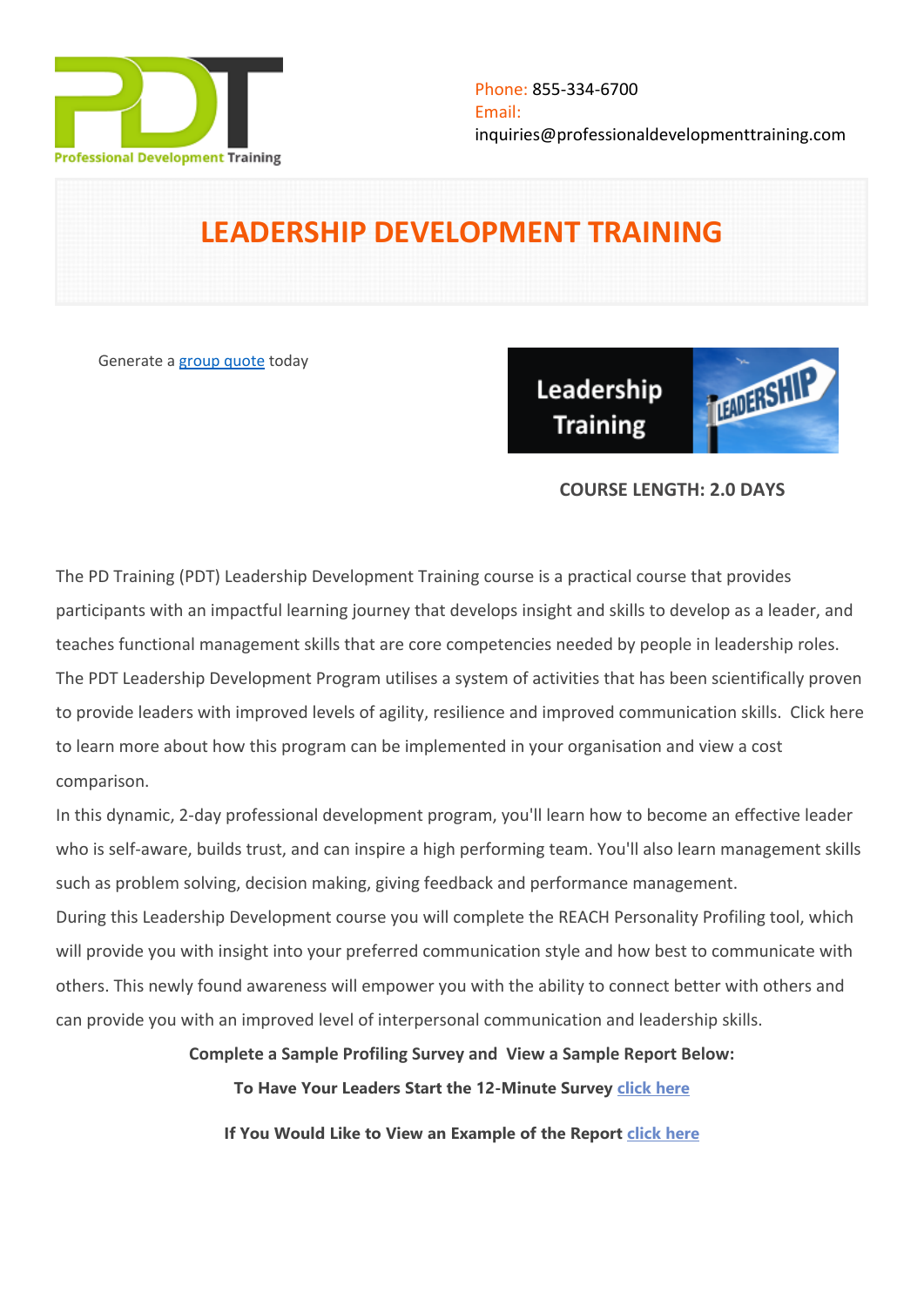Professional Development Training

Phone: 855-334-6700
Email:
inquiries@professionaldevelopmenttraining.com

# LEADERSHIP DEVELOPMENT TRAINING

Generate a group quote today

**COURSE LENGTH: 2.0 DAYS**

The PD Training (PDT) Leadership Development Training course is a practical course that provides participants with an impactful learning journey that develops insight and skills to develop as a leader, and teaches functional management skills that are core competencies needed by people in leadership roles. The PDT Leadership Development Program utilises a system of activities that has been scientifically proven to provide leaders with improved levels of agility, resilience and improved communication skills. Click here to learn more about how this program can be implemented in your organisation and view a cost comparison.

In this dynamic, 2-day professional development program, you'll learn how to become an effective leader who is self-aware, builds trust, and can inspire a high performing team. You'll also learn management skills such as problem solving, decision making, giving feedback and performance management.

During this Leadership Development course you will complete the REACH Personality Profiling tool, which will provide you with insight into your preferred communication style and how best to communicate with others. This newly found awareness will empower you with the ability to connect better with others and can provide you with an improved level of interpersonal communication and leadership skills.

**Complete a Sample Profiling Survey and View a Sample Report Below:**

**To Have Your Leaders Start the 12-Minute Survey click here**

**If You Would Like to View an Example of the Report click here**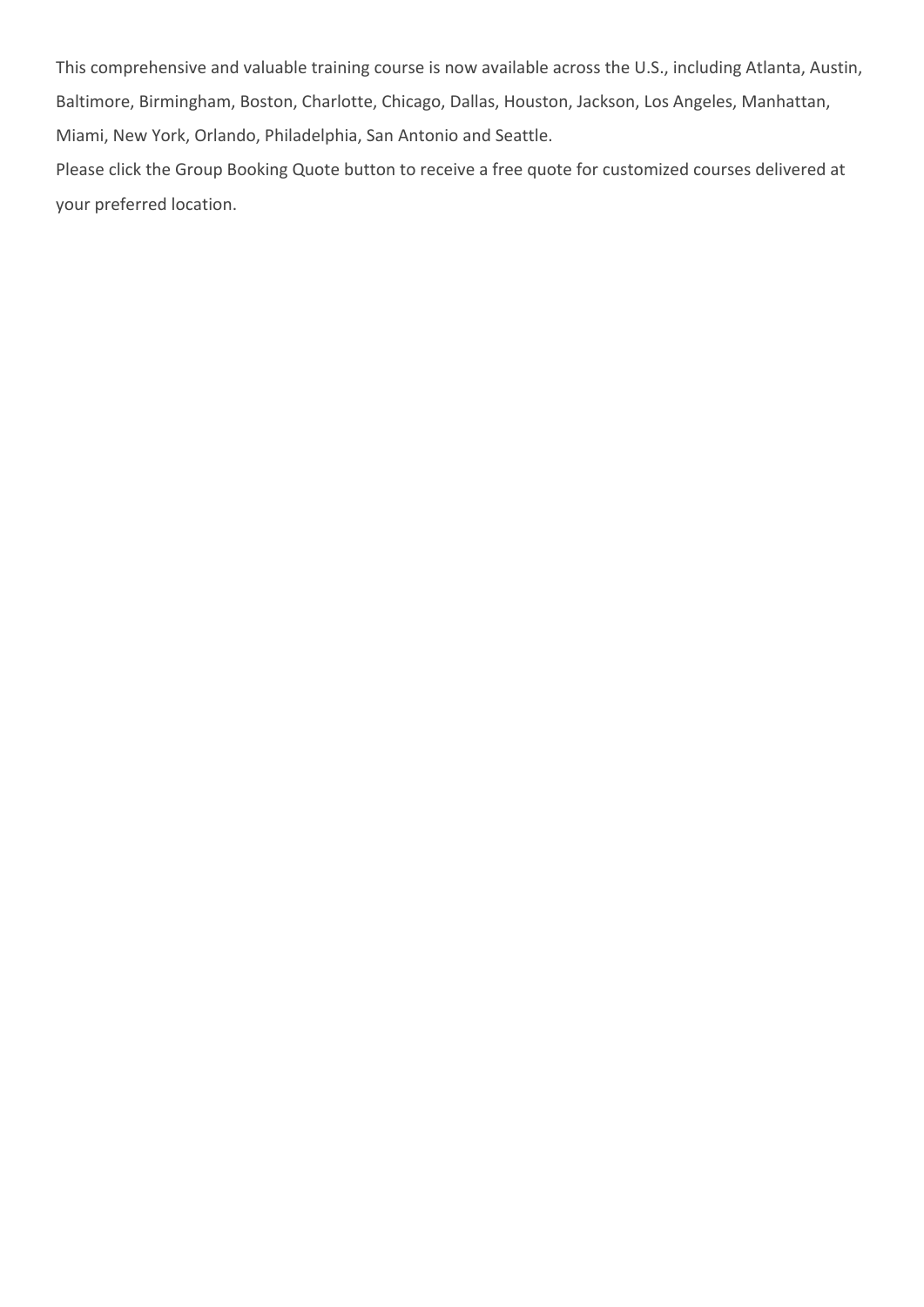This comprehensive and valuable training course is now available across the U.S., including Atlanta, Austin, Baltimore, Birmingham, Boston, Charlotte, Chicago, Dallas, Houston, Jackson, Los Angeles, Manhattan, Miami, New York, Orlando, Philadelphia, San Antonio and Seattle.

Please click the Group Booking Quote button to receive a free quote for customized courses delivered at your preferred location.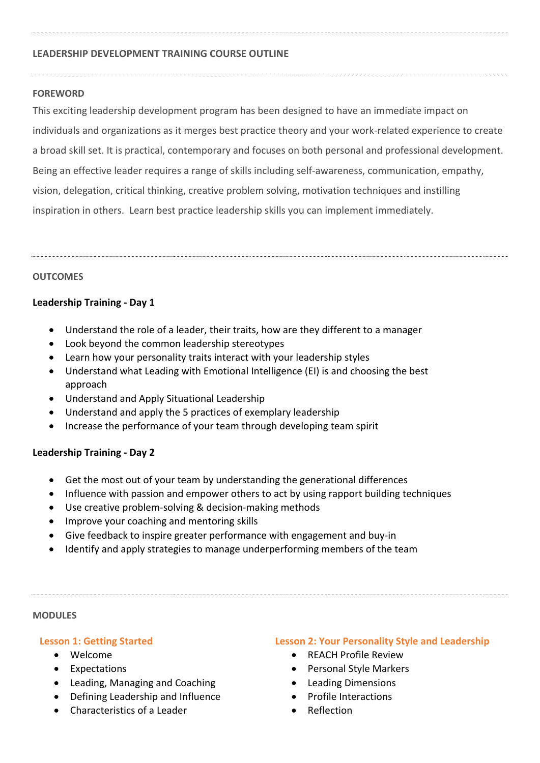## LEADERSHIP DEVELOPMENT TRAINING COURSE OUTLINE

### FOREWORD

This exciting leadership development program has been designed to have an immediate impact on individuals and organizations as it merges best practice theory and your work-related experience to create a broad skill set. It is practical, contemporary and focuses on both personal and professional development. Being an effective leader requires a range of skills including self-awareness, communication, empathy, vision, delegation, critical thinking, creative problem solving, motivation techniques and instilling inspiration in others.  Learn best practice leadership skills you can implement immediately.

### OUTCOMES

**Leadership Training - Day 1**

- Understand the role of a leader, their traits, how are they different to a manager
- Look beyond the common leadership stereotypes
- Learn how your personality traits interact with your leadership styles
- Understand what Leading with Emotional Intelligence (EI) is and choosing the best approach
- Understand and Apply Situational Leadership
- Understand and apply the 5 practices of exemplary leadership
- Increase the performance of your team through developing team spirit

**Leadership Training - Day 2**

- Get the most out of your team by understanding the generational differences
- Influence with passion and empower others to act by using rapport building techniques
- Use creative problem-solving & decision-making methods
- Improve your coaching and mentoring skills
- Give feedback to inspire greater performance with engagement and buy-in
- Identify and apply strategies to manage underperforming members of the team

### MODULES

#### Lesson 1: Getting Started

- Welcome
- Expectations
- Leading, Managing and Coaching
- Defining Leadership and Influence
- Characteristics of a Leader

#### Lesson 2: Your Personality Style and Leadership

- REACH Profile Review
- Personal Style Markers
- Leading Dimensions
- Profile Interactions
- Reflection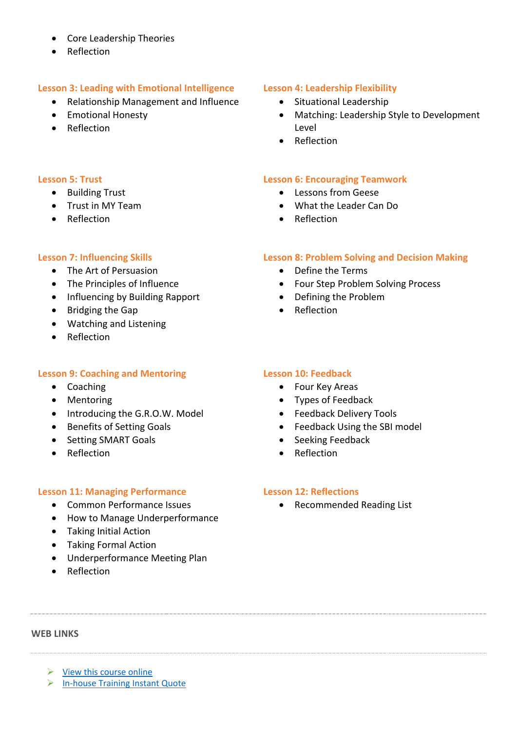- Core Leadership Theories
- Reflection

### Lesson 3: Leading with Emotional Intelligence

- Relationship Management and Influence
- Emotional Honesty
- Reflection

### Lesson 4: Leadership Flexibility

- Situational Leadership
- Matching: Leadership Style to Development Level
- Reflection

### Lesson 5: Trust

- Building Trust
- Trust in MY Team
- Reflection

### Lesson 6: Encouraging Teamwork

- Lessons from Geese
- What the Leader Can Do
- Reflection

### Lesson 7: Influencing Skills

- The Art of Persuasion
- The Principles of Influence
- Influencing by Building Rapport
- Bridging the Gap
- Watching and Listening
- Reflection

### Lesson 8: Problem Solving and Decision Making

- Define the Terms
- Four Step Problem Solving Process
- Defining the Problem
- Reflection

### Lesson 9: Coaching and Mentoring

- Coaching
- Mentoring
- Introducing the G.R.O.W. Model
- Benefits of Setting Goals
- Setting SMART Goals
- Reflection

### Lesson 10: Feedback

- Four Key Areas
- Types of Feedback
- Feedback Delivery Tools
- Feedback Using the SBI model
- Seeking Feedback
- Reflection

### Lesson 11: Managing Performance

- Common Performance Issues
- How to Manage Underperformance
- Taking Initial Action
- Taking Formal Action
- Underperformance Meeting Plan
- Reflection

### Lesson 12: Reflections

- Recommended Reading List

---

## WEB LINKS

---

- View this course online
- In-house Training Instant Quote